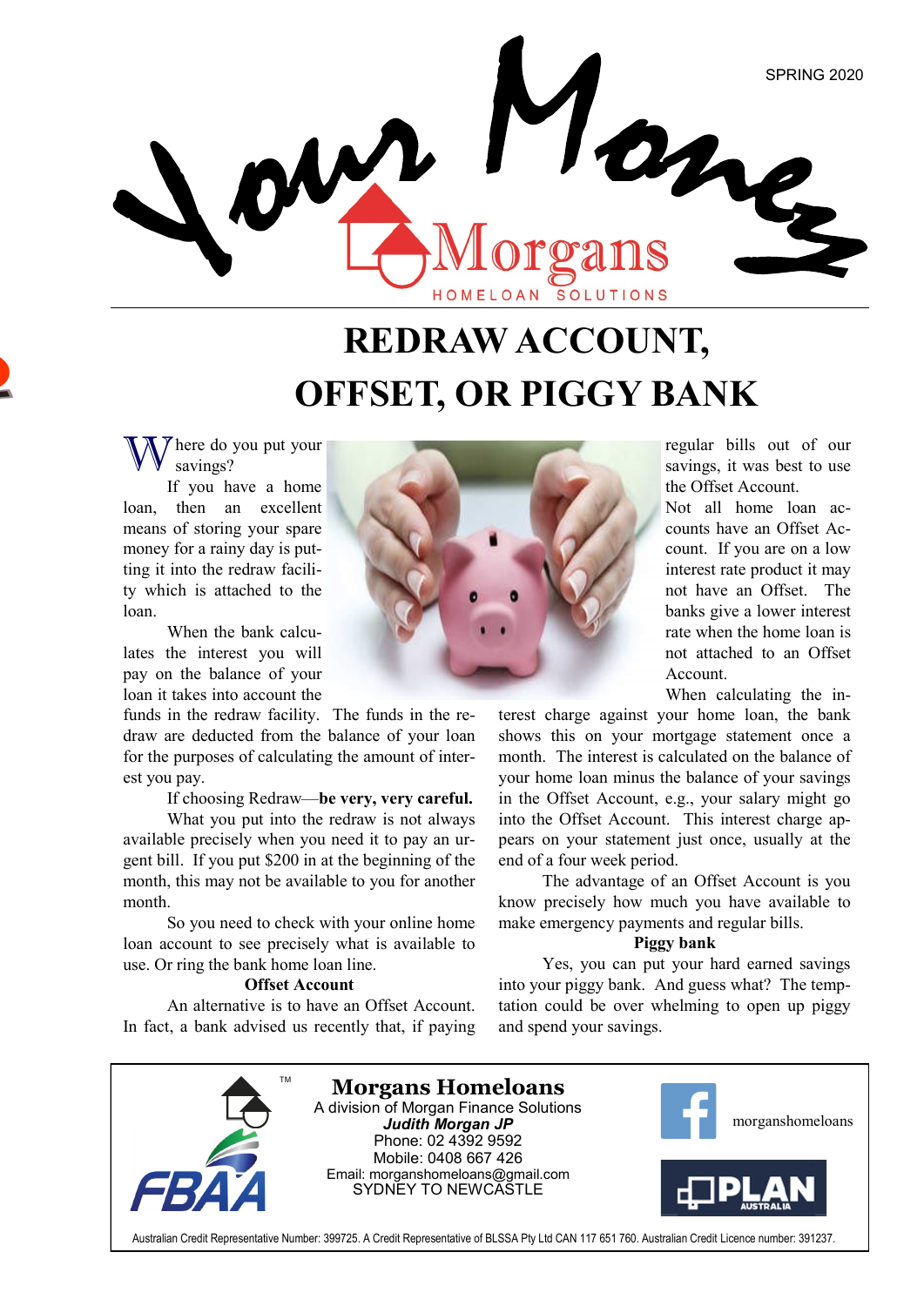SPRING 2020

Your Money

Morgans HOMELOAN SOLUTIONS

# REDRAW ACCOUNT, OFFSET, OR PIGGY BANK

Where do you put your savings?

If you have a home loan, then an excellent means of storing your spare money for a rainy day is putting it into the redraw facility which is attached to the loan.

When the bank calculates the interest you will pay on the balance of your loan it takes into account the funds in the redraw facility. The funds in the redraw are deducted from the balance of your loan for the purposes of calculating the amount of interest you pay.

If choosing Redraw—**be very, very careful.**

What you put into the redraw is not always available precisely when you need it to pay an urgent bill. If you put $200 in at the beginning of the month, this may not be available to you for another month.

So you need to check with your online home loan account to see precisely what is available to use. Or ring the bank home loan line.

**Offset Account**

An alternative is to have an Offset Account. In fact, a bank advised us recently that, if paying regular bills out of our savings, it was best to use the Offset Account.

Not all home loan accounts have an Offset Account. If you are on a low interest rate product it may not have an Offset. The banks give a lower interest rate when the home loan is not attached to an Offset Account.

When calculating the interest charge against your home loan, the bank shows this on your mortgage statement once a month. The interest is calculated on the balance of your home loan minus the balance of your savings in the Offset Account, e.g., your salary might go into the Offset Account. This interest charge appears on your statement just once, usually at the end of a four week period.

The advantage of an Offset Account is you know precisely how much you have available to make emergency payments and regular bills.

**Piggy bank**

Yes, you can put your hard earned savings into your piggy bank. And guess what? The temptation could be over whelming to open up piggy and spend your savings.

---

**Morgans Homeloans**

A division of Morgan Finance Solutions

***Judith Morgan JP***

Phone: 02 4392 9592

Mobile: 0408 667 426

Email: morganshomeloans@gmail.com

SYDNEY TO NEWCASTLE

morganshomeloans

FBAA

PLAN AUSTRALIA

Australian Credit Representative Number: 399725. A Credit Representative of BLSSA Pty Ltd CAN 117 651 760. Australian Credit Licence number: 391237.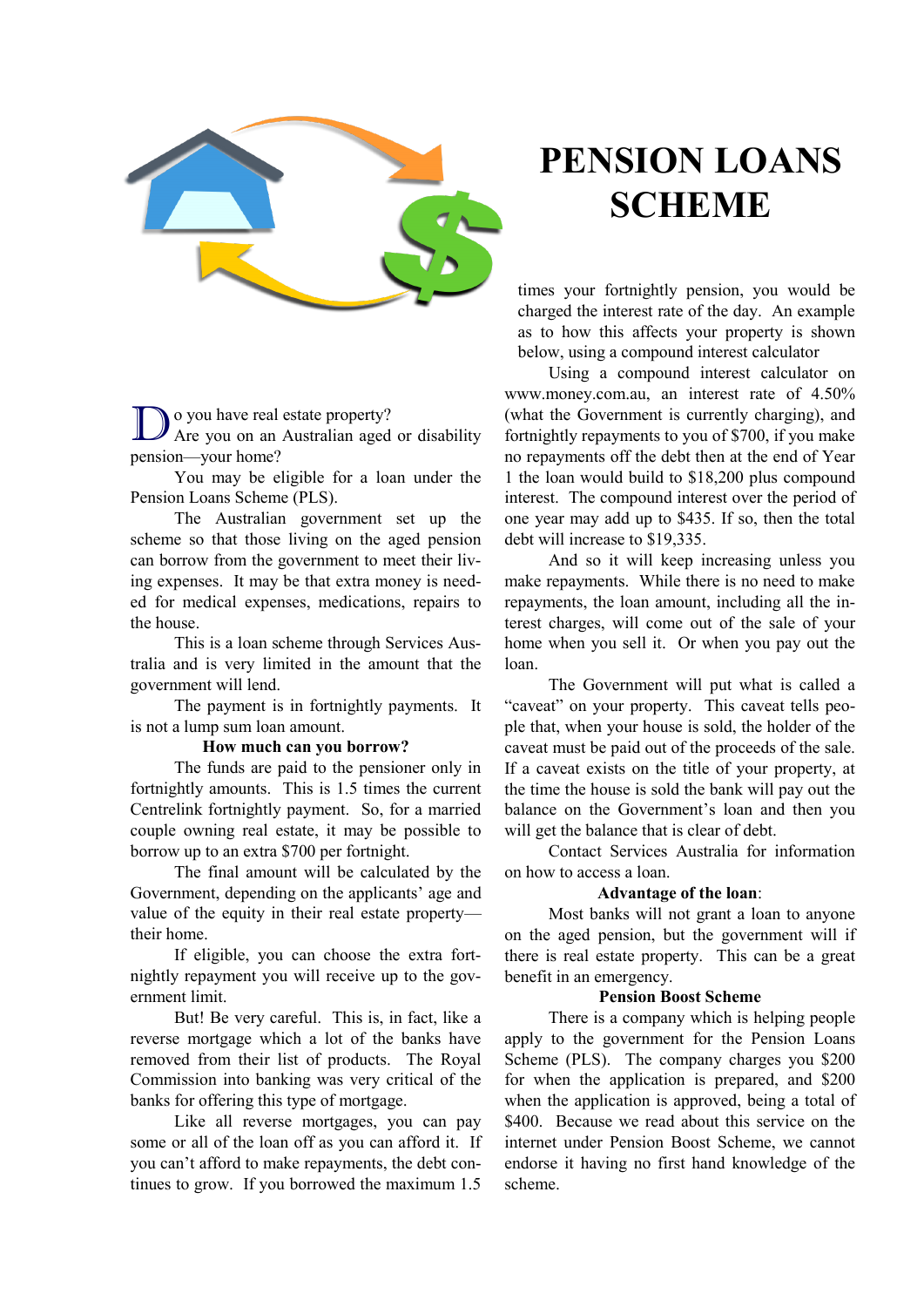# PENSION LOANS SCHEME

Do you have real estate property? Are you on an Australian aged or disability pension—your home?

You may be eligible for a loan under the Pension Loans Scheme (PLS).

The Australian government set up the scheme so that those living on the aged pension can borrow from the government to meet their living expenses. It may be that extra money is needed for medical expenses, medications, repairs to the house.

This is a loan scheme through Services Australia and is very limited in the amount that the government will lend.

The payment is in fortnightly payments. It is not a lump sum loan amount.

**How much can you borrow?**

The funds are paid to the pensioner only in fortnightly amounts. This is 1.5 times the current Centrelink fortnightly payment. So, for a married couple owning real estate, it may be possible to borrow up to an extra $700 per fortnight.

The final amount will be calculated by the Government, depending on the applicants' age and value of the equity in their real estate property—their home.

If eligible, you can choose the extra fortnightly repayment you will receive up to the government limit.

But! Be very careful. This is, in fact, like a reverse mortgage which a lot of the banks have removed from their list of products. The Royal Commission into banking was very critical of the banks for offering this type of mortgage.

Like all reverse mortgages, you can pay some or all of the loan off as you can afford it. If you can't afford to make repayments, the debt continues to grow. If you borrowed the maximum 1.5 times your fortnightly pension, you would be charged the interest rate of the day. An example as to how this affects your property is shown below, using a compound interest calculator

Using a compound interest calculator on www.money.com.au, an interest rate of 4.50% (what the Government is currently charging), and fortnightly repayments to you of $700, if you make no repayments off the debt then at the end of Year 1 the loan would build to $18,200 plus compound interest. The compound interest over the period of one year may add up to $435. If so, then the total debt will increase to $19,335.

And so it will keep increasing unless you make repayments. While there is no need to make repayments, the loan amount, including all the interest charges, will come out of the sale of your home when you sell it. Or when you pay out the loan.

The Government will put what is called a "caveat" on your property. This caveat tells people that, when your house is sold, the holder of the caveat must be paid out of the proceeds of the sale. If a caveat exists on the title of your property, at the time the house is sold the bank will pay out the balance on the Government's loan and then you will get the balance that is clear of debt.

Contact Services Australia for information on how to access a loan.

**Advantage of the loan**:

Most banks will not grant a loan to anyone on the aged pension, but the government will if there is real estate property. This can be a great benefit in an emergency.

**Pension Boost Scheme**

There is a company which is helping people apply to the government for the Pension Loans Scheme (PLS). The company charges you $200 for when the application is prepared, and $200 when the application is approved, being a total of $400. Because we read about this service on the internet under Pension Boost Scheme, we cannot endorse it having no first hand knowledge of the scheme.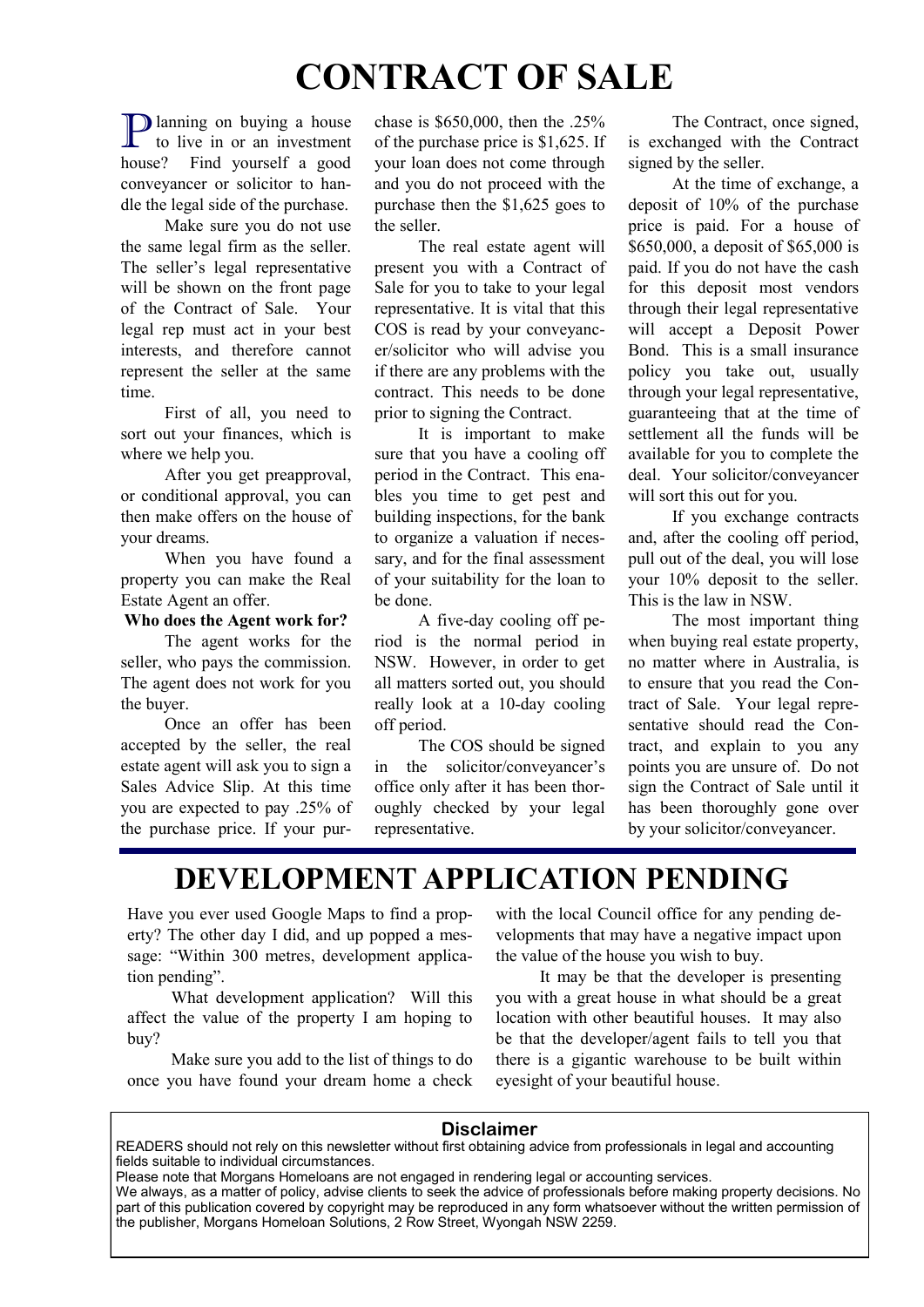# CONTRACT OF SALE

Planning on buying a house to live in or an investment house? Find yourself a good conveyancer or solicitor to handle the legal side of the purchase.

Make sure you do not use the same legal firm as the seller. The seller's legal representative will be shown on the front page of the Contract of Sale. Your legal rep must act in your best interests, and therefore cannot represent the seller at the same time.

First of all, you need to sort out your finances, which is where we help you.

After you get preapproval, or conditional approval, you can then make offers on the house of your dreams.

When you have found a property you can make the Real Estate Agent an offer.

**Who does the Agent work for?**

The agent works for the seller, who pays the commission. The agent does not work for you the buyer.

Once an offer has been accepted by the seller, the real estate agent will ask you to sign a Sales Advice Slip. At this time you are expected to pay .25% of the purchase price. If your purchase is $650,000, then the .25% of the purchase price is $1,625. If your loan does not come through and you do not proceed with the purchase then the $1,625 goes to the seller.

The real estate agent will present you with a Contract of Sale for you to take to your legal representative. It is vital that this COS is read by your conveyancer/solicitor who will advise you if there are any problems with the contract. This needs to be done prior to signing the Contract.

It is important to make sure that you have a cooling off period in the Contract. This enables you time to get pest and building inspections, for the bank to organize a valuation if necessary, and for the final assessment of your suitability for the loan to be done.

A five-day cooling off period is the normal period in NSW. However, in order to get all matters sorted out, you should really look at a 10-day cooling off period.

The COS should be signed in the solicitor/conveyancer's office only after it has been thoroughly checked by your legal representative.

The Contract, once signed, is exchanged with the Contract signed by the seller.

At the time of exchange, a deposit of 10% of the purchase price is paid. For a house of $650,000, a deposit of $65,000 is paid. If you do not have the cash for this deposit most vendors through their legal representative will accept a Deposit Power Bond. This is a small insurance policy you take out, usually through your legal representative, guaranteeing that at the time of settlement all the funds will be available for you to complete the deal. Your solicitor/conveyancer will sort this out for you.

If you exchange contracts and, after the cooling off period, pull out of the deal, you will lose your 10% deposit to the seller. This is the law in NSW.

The most important thing when buying real estate property, no matter where in Australia, is to ensure that you read the Contract of Sale. Your legal representative should read the Contract, and explain to you any points you are unsure of. Do not sign the Contract of Sale until it has been thoroughly gone over by your solicitor/conveyancer.

# DEVELOPMENT APPLICATION PENDING

Have you ever used Google Maps to find a property? The other day I did, and up popped a message: "Within 300 metres, development application pending".

What development application? Will this affect the value of the property I am hoping to buy?

Make sure you add to the list of things to do once you have found your dream home a check with the local Council office for any pending developments that may have a negative impact upon the value of the house you wish to buy.

It may be that the developer is presenting you with a great house in what should be a great location with other beautiful houses. It may also be that the developer/agent fails to tell you that there is a gigantic warehouse to be built within eyesight of your beautiful house.

**Disclaimer**

READERS should not rely on this newsletter without first obtaining advice from professionals in legal and accounting fields suitable to individual circumstances.

Please note that Morgans Homeloans are not engaged in rendering legal or accounting services.

We always, as a matter of policy, advise clients to seek the advice of professionals before making property decisions. No part of this publication covered by copyright may be reproduced in any form whatsoever without the written permission of the publisher, Morgans Homeloan Solutions, 2 Row Street, Wyongah NSW 2259.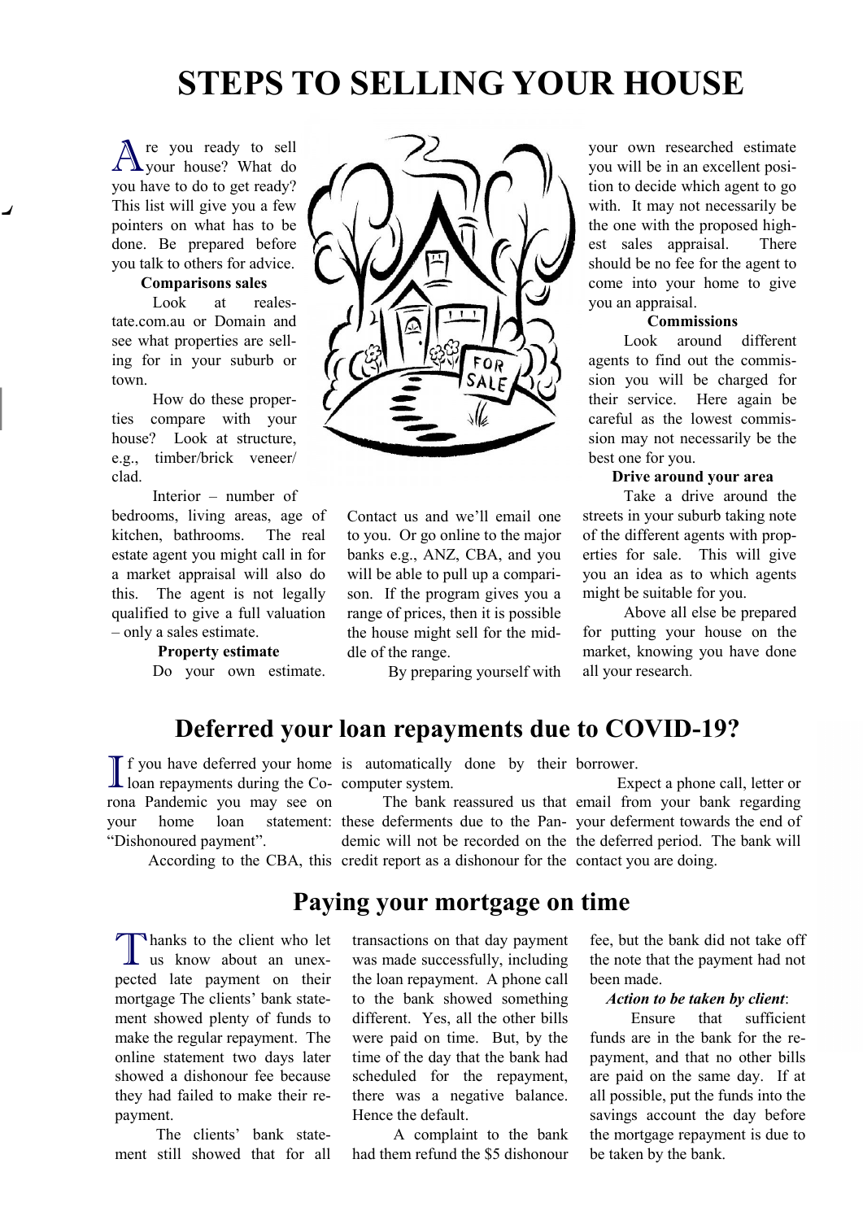# STEPS TO SELLING YOUR HOUSE

Are you ready to sell your house? What do you have to do to get ready? This list will give you a few pointers on what has to be done. Be prepared before you talk to others for advice.

**Comparisons sales**

Look at realestate.com.au or Domain and see what properties are selling for in your suburb or town.

How do these properties compare with your house? Look at structure, e.g., timber/brick veneer/clad.

Interior – number of bedrooms, living areas, age of kitchen, bathrooms. The real estate agent you might call in for a market appraisal will also do this. The agent is not legally qualified to give a full valuation – only a sales estimate.

**Property estimate**

Do your own estimate. Contact us and we'll email one to you. Or go online to the major banks e.g., ANZ, CBA, and you will be able to pull up a comparison. If the program gives you a range of prices, then it is possible the house might sell for the middle of the range.

By preparing yourself with your own researched estimate you will be in an excellent position to decide which agent to go with. It may not necessarily be the one with the proposed highest sales appraisal. There should be no fee for the agent to come into your home to give you an appraisal.

**Commissions**

Look around different agents to find out the commission you will be charged for their service. Here again be careful as the lowest commission may not necessarily be the best one for you.

**Drive around your area**

Take a drive around the streets in your suburb taking note of the different agents with properties for sale. This will give you an idea as to which agents might be suitable for you.

Above all else be prepared for putting your house on the market, knowing you have done all your research.

## Deferred your loan repayments due to COVID-19?

If you have deferred your home loan repayments during the Corona Pandemic you may see on your home loan statement: "Dishonoured payment".

According to the CBA, this is automatically done by their computer system.

The bank reassured us that these deferments due to the Pandemic will not be recorded on the credit report as a dishonour for the borrower.

Expect a phone call, letter or email from your bank regarding your deferment towards the end of the deferred period. The bank will contact you are doing.

## Paying your mortgage on time

Thanks to the client who let us know about an unexpected late payment on their mortgage The clients' bank statement showed plenty of funds to make the regular repayment. The online statement two days later showed a dishonour fee because they had failed to make their repayment.

The clients' bank statement still showed that for all transactions on that day payment was made successfully, including the loan repayment. A phone call to the bank showed something different. Yes, all the other bills were paid on time. But, by the time of the day that the bank had scheduled for the repayment, there was a negative balance. Hence the default.

A complaint to the bank had them refund the $5 dishonour fee, but the bank did not take off the note that the payment had not been made.

***Action to be taken by client***:

Ensure that sufficient funds are in the bank for the repayment, and that no other bills are paid on the same day. If at all possible, put the funds into the savings account the day before the mortgage repayment is due to be taken by the bank.